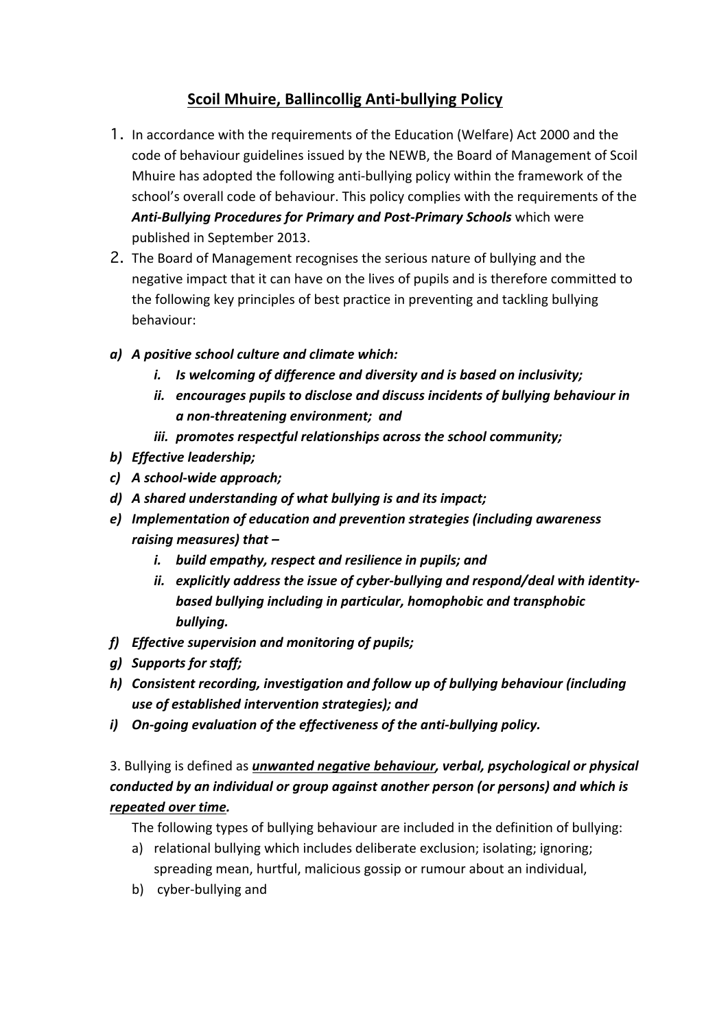# Scoil Mhuire, Ballincollig Anti-bullying Policy

1. In accordance with the requirements of the Education (Welfare) Act 2000 and the code of behaviour guidelines issued by the NEWB, the Board of Management of Scoil Mhuire has adopted the following anti-bullying policy within the framework of the school's overall code of behaviour. This policy complies with the requirements of the ***Anti-Bullying Procedures for Primary and Post-Primary Schools*** which were published in September 2013.
2. The Board of Management recognises the serious nature of bullying and the negative impact that it can have on the lives of pupils and is therefore committed to the following key principles of best practice in preventing and tackling bullying behaviour:

***a) A positive school culture and climate which:***
   - ***i. Is welcoming of difference and diversity and is based on inclusivity;***
   - ***ii. encourages pupils to disclose and discuss incidents of bullying behaviour in a non-threatening environment; and***
   - ***iii. promotes respectful relationships across the school community;***

***b) Effective leadership;***

***c) A school-wide approach;***

***d) A shared understanding of what bullying is and its impact;***

***e) Implementation of education and prevention strategies (including awareness raising measures) that –***
   - ***i. build empathy, respect and resilience in pupils; and***
   - ***ii. explicitly address the issue of cyber-bullying and respond/deal with identity-based bullying including in particular, homophobic and transphobic bullying.***

***f) Effective supervision and monitoring of pupils;***

***g) Supports for staff;***

***h) Consistent recording, investigation and follow up of bullying behaviour (including use of established intervention strategies); and***

***i) On-going evaluation of the effectiveness of the anti-bullying policy.***

3. Bullying is defined as ***<u>unwanted negative behaviour</u>, verbal, psychological or physical conducted by an individual or group against another person (or persons) and which is <u>repeated over time</u>.***

   The following types of bullying behaviour are included in the definition of bullying:

   a) relational bullying which includes deliberate exclusion; isolating; ignoring; spreading mean, hurtful, malicious gossip or rumour about an individual,

   b) cyber-bullying and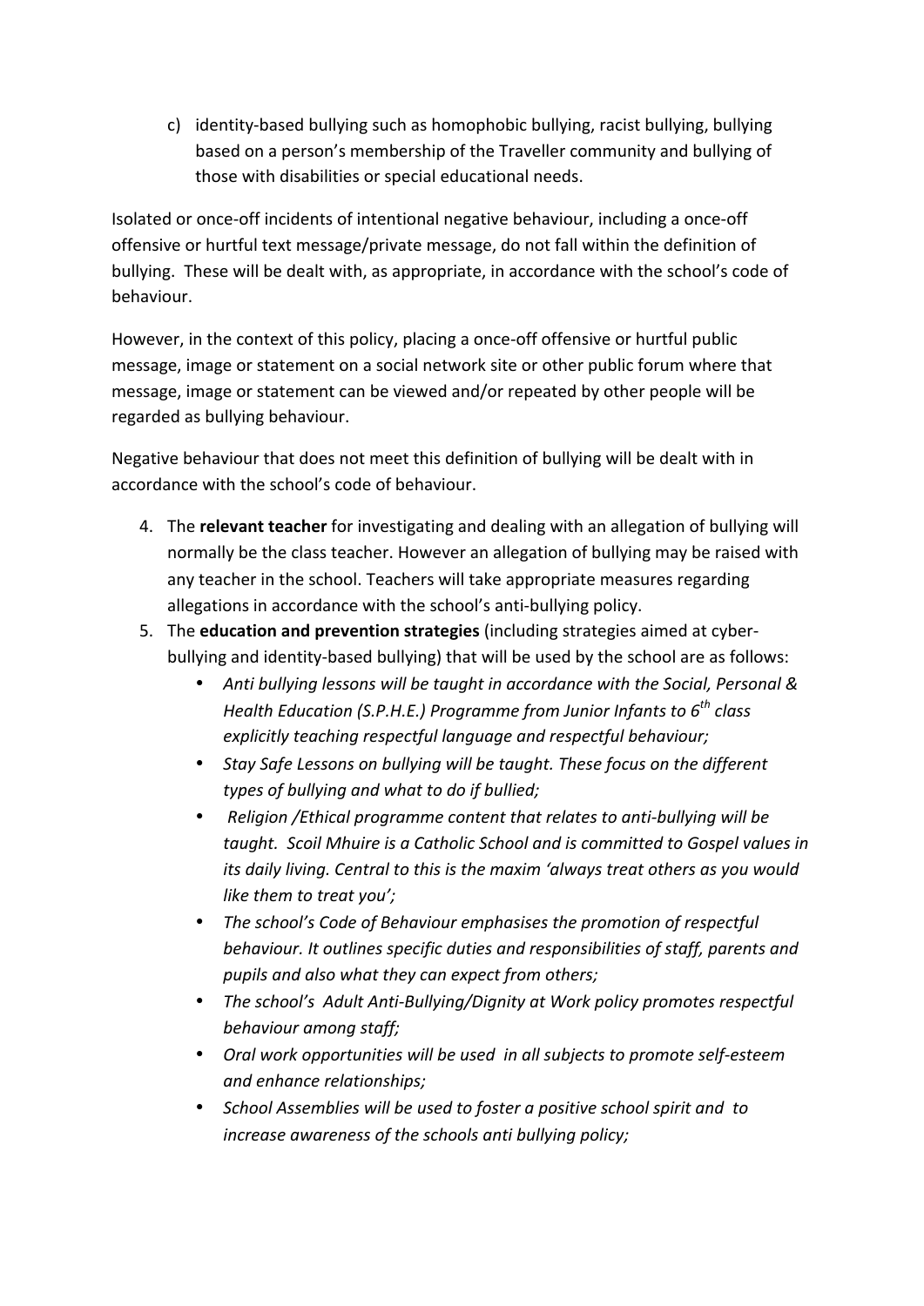c) identity-based bullying such as homophobic bullying, racist bullying, bullying based on a person's membership of the Traveller community and bullying of those with disabilities or special educational needs.

Isolated or once-off incidents of intentional negative behaviour, including a once-off offensive or hurtful text message/private message, do not fall within the definition of bullying. These will be dealt with, as appropriate, in accordance with the school's code of behaviour.

However, in the context of this policy, placing a once-off offensive or hurtful public message, image or statement on a social network site or other public forum where that message, image or statement can be viewed and/or repeated by other people will be regarded as bullying behaviour.

Negative behaviour that does not meet this definition of bullying will be dealt with in accordance with the school's code of behaviour.

4. The **relevant teacher** for investigating and dealing with an allegation of bullying will normally be the class teacher. However an allegation of bullying may be raised with any teacher in the school. Teachers will take appropriate measures regarding allegations in accordance with the school's anti-bullying policy.
5. The **education and prevention strategies** (including strategies aimed at cyber-bullying and identity-based bullying) that will be used by the school are as follows:
   - *Anti bullying lessons will be taught in accordance with the Social, Personal & Health Education (S.P.H.E.) Programme from Junior Infants to 6th class explicitly teaching respectful language and respectful behaviour;*
   - *Stay Safe Lessons on bullying will be taught. These focus on the different types of bullying and what to do if bullied;*
   - *Religion /Ethical programme content that relates to anti-bullying will be taught. Scoil Mhuire is a Catholic School and is committed to Gospel values in its daily living. Central to this is the maxim 'always treat others as you would like them to treat you';*
   - *The school's Code of Behaviour emphasises the promotion of respectful behaviour. It outlines specific duties and responsibilities of staff, parents and pupils and also what they can expect from others;*
   - *The school's Adult Anti-Bullying/Dignity at Work policy promotes respectful behaviour among staff;*
   - *Oral work opportunities will be used in all subjects to promote self-esteem and enhance relationships;*
   - *School Assemblies will be used to foster a positive school spirit and to increase awareness of the schools anti bullying policy;*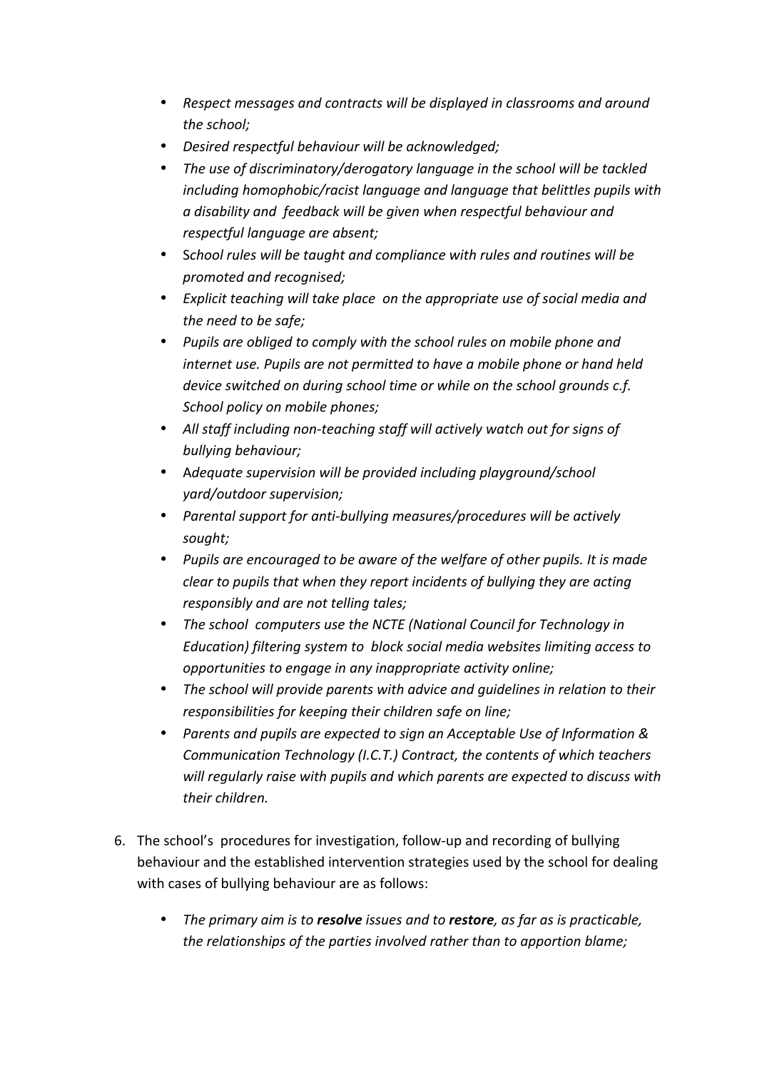- *Respect messages and contracts will be displayed in classrooms and around the school;*
- *Desired respectful behaviour will be acknowledged;*
- *The use of discriminatory/derogatory language in the school will be tackled including homophobic/racist language and language that belittles pupils with a disability and feedback will be given when respectful behaviour and respectful language are absent;*
- S*chool rules will be taught and compliance with rules and routines will be promoted and recognised;*
- *Explicit teaching will take place on the appropriate use of social media and the need to be safe;*
- *Pupils are obliged to comply with the school rules on mobile phone and internet use. Pupils are not permitted to have a mobile phone or hand held device switched on during school time or while on the school grounds c.f. School policy on mobile phones;*
- *All staff including non-teaching staff will actively watch out for signs of bullying behaviour;*
- A*dequate supervision will be provided including playground/school yard/outdoor supervision;*
- *Parental support for anti-bullying measures/procedures will be actively sought;*
- *Pupils are encouraged to be aware of the welfare of other pupils. It is made clear to pupils that when they report incidents of bullying they are acting responsibly and are not telling tales;*
- *The school computers use the NCTE (National Council for Technology in Education) filtering system to block social media websites limiting access to opportunities to engage in any inappropriate activity online;*
- *The school will provide parents with advice and guidelines in relation to their responsibilities for keeping their children safe on line;*
- *Parents and pupils are expected to sign an Acceptable Use of Information & Communication Technology (I.C.T.) Contract, the contents of which teachers will regularly raise with pupils and which parents are expected to discuss with their children.*

6. The school's procedures for investigation, follow-up and recording of bullying behaviour and the established intervention strategies used by the school for dealing with cases of bullying behaviour are as follows:

    - *The primary aim is to **resolve** issues and to **restore**, as far as is practicable, the relationships of the parties involved rather than to apportion blame;*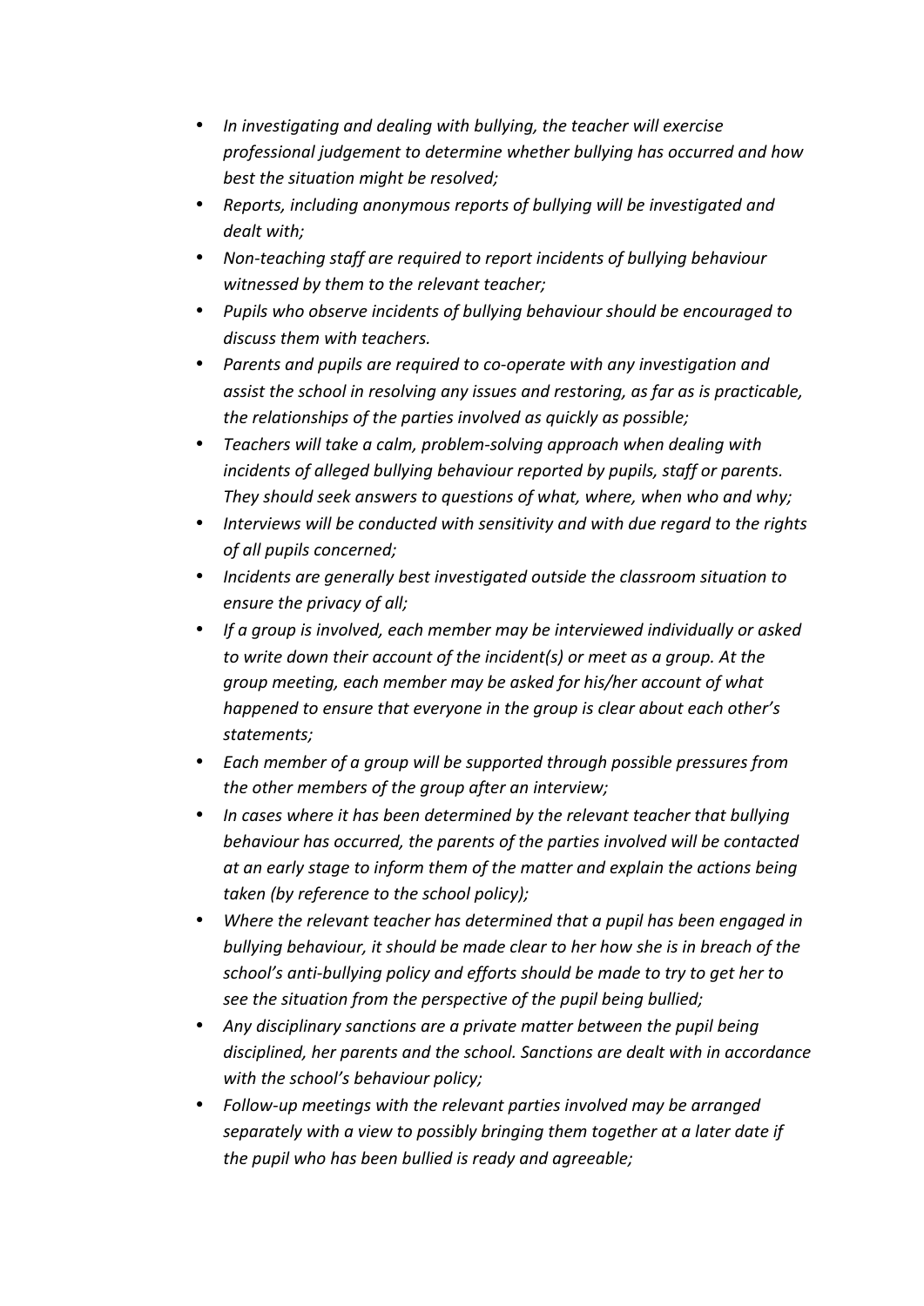- *In investigating and dealing with bullying, the teacher will exercise professional judgement to determine whether bullying has occurred and how best the situation might be resolved;*
- *Reports, including anonymous reports of bullying will be investigated and dealt with;*
- *Non-teaching staff are required to report incidents of bullying behaviour witnessed by them to the relevant teacher;*
- *Pupils who observe incidents of bullying behaviour should be encouraged to discuss them with teachers.*
- *Parents and pupils are required to co-operate with any investigation and assist the school in resolving any issues and restoring, as far as is practicable, the relationships of the parties involved as quickly as possible;*
- *Teachers will take a calm, problem-solving approach when dealing with incidents of alleged bullying behaviour reported by pupils, staff or parents. They should seek answers to questions of what, where, when who and why;*
- *Interviews will be conducted with sensitivity and with due regard to the rights of all pupils concerned;*
- *Incidents are generally best investigated outside the classroom situation to ensure the privacy of all;*
- *If a group is involved, each member may be interviewed individually or asked to write down their account of the incident(s) or meet as a group. At the group meeting, each member may be asked for his/her account of what happened to ensure that everyone in the group is clear about each other's statements;*
- *Each member of a group will be supported through possible pressures from the other members of the group after an interview;*
- *In cases where it has been determined by the relevant teacher that bullying behaviour has occurred, the parents of the parties involved will be contacted at an early stage to inform them of the matter and explain the actions being taken (by reference to the school policy);*
- *Where the relevant teacher has determined that a pupil has been engaged in bullying behaviour, it should be made clear to her how she is in breach of the school's anti-bullying policy and efforts should be made to try to get her to see the situation from the perspective of the pupil being bullied;*
- *Any disciplinary sanctions are a private matter between the pupil being disciplined, her parents and the school. Sanctions are dealt with in accordance with the school's behaviour policy;*
- *Follow-up meetings with the relevant parties involved may be arranged separately with a view to possibly bringing them together at a later date if the pupil who has been bullied is ready and agreeable;*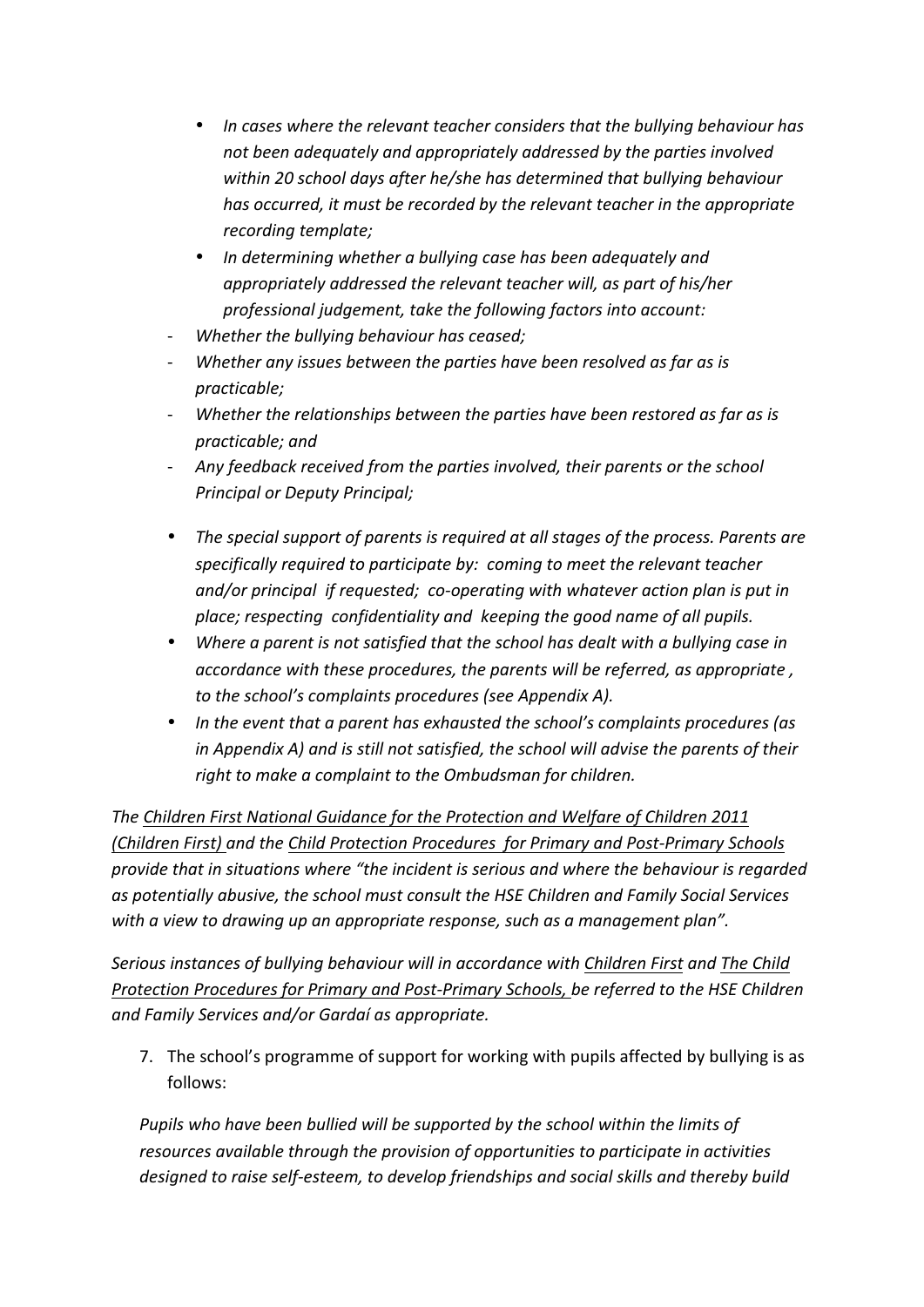- *In cases where the relevant teacher considers that the bullying behaviour has not been adequately and appropriately addressed by the parties involved within 20 school days after he/she has determined that bullying behaviour has occurred, it must be recorded by the relevant teacher in the appropriate recording template;*
- *In determining whether a bullying case has been adequately and appropriately addressed the relevant teacher will, as part of his/her professional judgement, take the following factors into account:*
  - *Whether the bullying behaviour has ceased;*
  - *Whether any issues between the parties have been resolved as far as is practicable;*
  - *Whether the relationships between the parties have been restored as far as is practicable; and*
  - *Any feedback received from the parties involved, their parents or the school Principal or Deputy Principal;*
- *The special support of parents is required at all stages of the process. Parents are specifically required to participate by: coming to meet the relevant teacher and/or principal if requested; co-operating with whatever action plan is put in place; respecting confidentiality and keeping the good name of all pupils.*
- *Where a parent is not satisfied that the school has dealt with a bullying case in accordance with these procedures, the parents will be referred, as appropriate , to the school's complaints procedures (see Appendix A).*
- *In the event that a parent has exhausted the school's complaints procedures (as in Appendix A) and is still not satisfied, the school will advise the parents of their right to make a complaint to the Ombudsman for children.*

*The <u>Children First National Guidance for the Protection and Welfare of Children 2011 (Children First)</u> and the <u>Child Protection Procedures for Primary and Post-Primary Schools</u> provide that in situations where "the incident is serious and where the behaviour is regarded as potentially abusive, the school must consult the HSE Children and Family Social Services with a view to drawing up an appropriate response, such as a management plan".*

*Serious instances of bullying behaviour will in accordance with <u>Children First</u> and <u>The Child Protection Procedures for Primary and Post-Primary Schools,</u> be referred to the HSE Children and Family Services and/or Gardaí as appropriate.*

7. The school's programme of support for working with pupils affected by bullying is as follows:

*Pupils who have been bullied will be supported by the school within the limits of resources available through the provision of opportunities to participate in activities designed to raise self-esteem, to develop friendships and social skills and thereby build*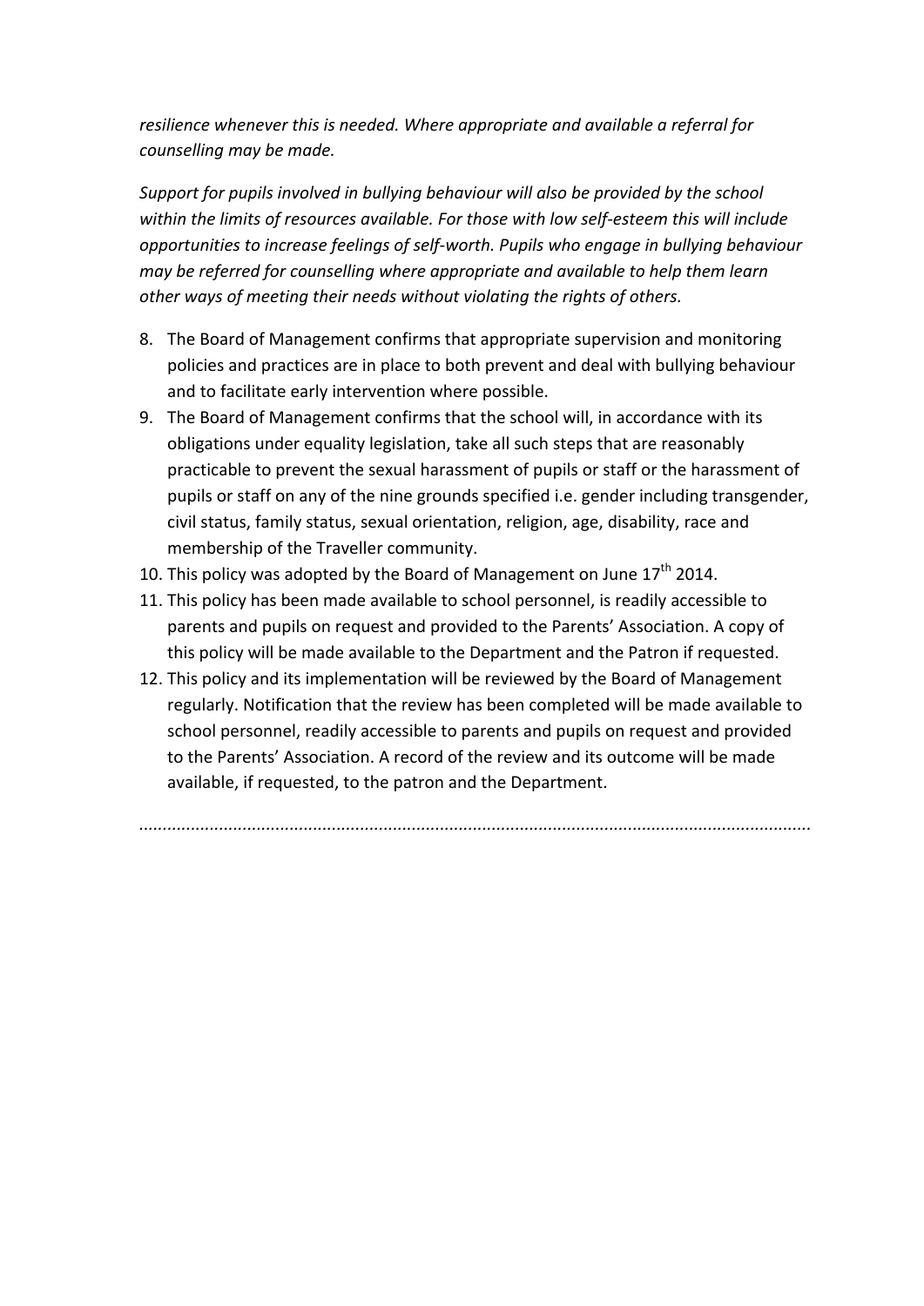*resilience whenever this is needed. Where appropriate and available a referral for counselling may be made.*

*Support for pupils involved in bullying behaviour will also be provided by the school within the limits of resources available. For those with low self-esteem this will include opportunities to increase feelings of self-worth. Pupils who engage in bullying behaviour may be referred for counselling where appropriate and available to help them learn other ways of meeting their needs without violating the rights of others.*

8. The Board of Management confirms that appropriate supervision and monitoring policies and practices are in place to both prevent and deal with bullying behaviour and to facilitate early intervention where possible.
9. The Board of Management confirms that the school will, in accordance with its obligations under equality legislation, take all such steps that are reasonably practicable to prevent the sexual harassment of pupils or staff or the harassment of pupils or staff on any of the nine grounds specified i.e. gender including transgender, civil status, family status, sexual orientation, religion, age, disability, race and membership of the Traveller community.
10. This policy was adopted by the Board of Management on June 17th 2014.
11. This policy has been made available to school personnel, is readily accessible to parents and pupils on request and provided to the Parents' Association. A copy of this policy will be made available to the Department and the Patron if requested.
12. This policy and its implementation will be reviewed by the Board of Management regularly. Notification that the review has been completed will be made available to school personnel, readily accessible to parents and pupils on request and provided to the Parents' Association. A record of the review and its outcome will be made available, if requested, to the patron and the Department.

*..............................................................................................................................................*